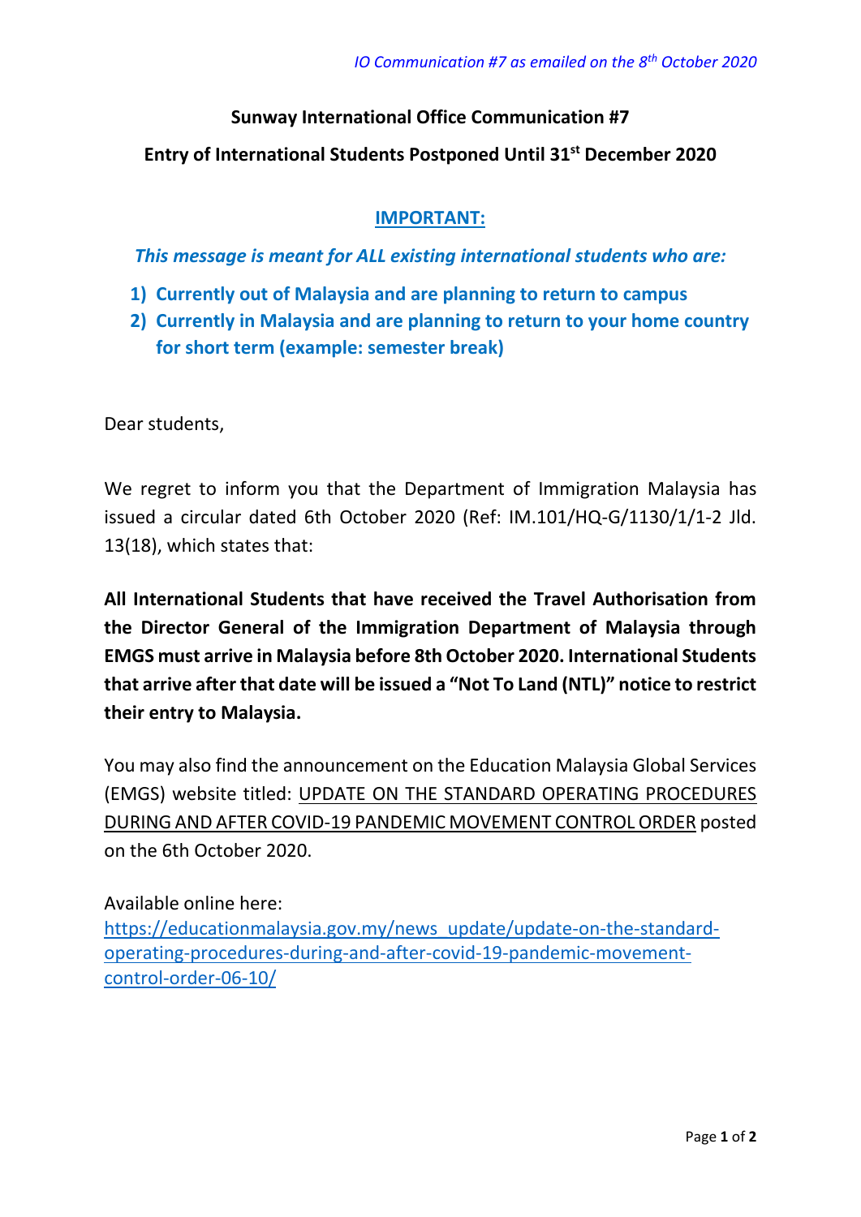*IO Communication #7 as emailed on the 8th October 2020*

## Sunway International Office Communication #7

## Entry of International Students Postponed Until 31st December 2020

**IMPORTANT:**

***This message is meant for ALL existing international students who are:***

1) **Currently out of Malaysia and are planning to return to campus**
2) **Currently in Malaysia and are planning to return to your home country for short term (example: semester break)**

Dear students,

We regret to inform you that the Department of Immigration Malaysia has issued a circular dated 6th October 2020 (Ref: IM.101/HQ-G/1130/1/1-2 Jld. 13(18), which states that:

**All International Students that have received the Travel Authorisation from the Director General of the Immigration Department of Malaysia through EMGS must arrive in Malaysia before 8th October 2020. International Students that arrive after that date will be issued a "Not To Land (NTL)" notice to restrict their entry to Malaysia.**

You may also find the announcement on the Education Malaysia Global Services (EMGS) website titled: UPDATE ON THE STANDARD OPERATING PROCEDURES DURING AND AFTER COVID-19 PANDEMIC MOVEMENT CONTROL ORDER posted on the 6th October 2020.

Available online here:
https://educationmalaysia.gov.my/news_update/update-on-the-standard-operating-procedures-during-and-after-covid-19-pandemic-movement-control-order-06-10/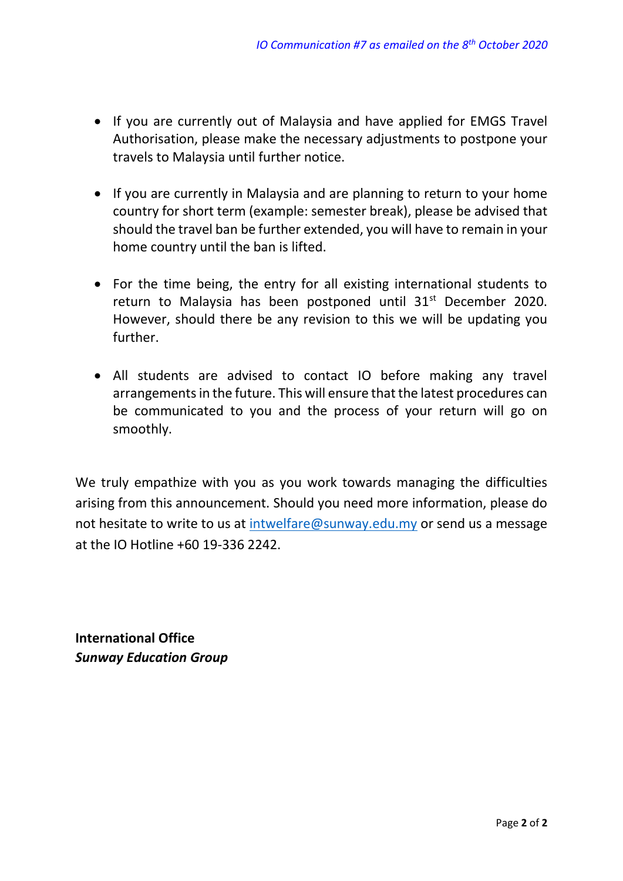- If you are currently out of Malaysia and have applied for EMGS Travel Authorisation, please make the necessary adjustments to postpone your travels to Malaysia until further notice.

- If you are currently in Malaysia and are planning to return to your home country for short term (example: semester break), please be advised that should the travel ban be further extended, you will have to remain in your home country until the ban is lifted.

- For the time being, the entry for all existing international students to return to Malaysia has been postponed until 31st December 2020. However, should there be any revision to this we will be updating you further.

- All students are advised to contact IO before making any travel arrangements in the future. This will ensure that the latest procedures can be communicated to you and the process of your return will go on smoothly.

We truly empathize with you as you work towards managing the difficulties arising from this announcement. Should you need more information, please do not hesitate to write to us at intwelfare@sunway.edu.my or send us a message at the IO Hotline +60 19-336 2242.

**International Office**
***Sunway Education Group***